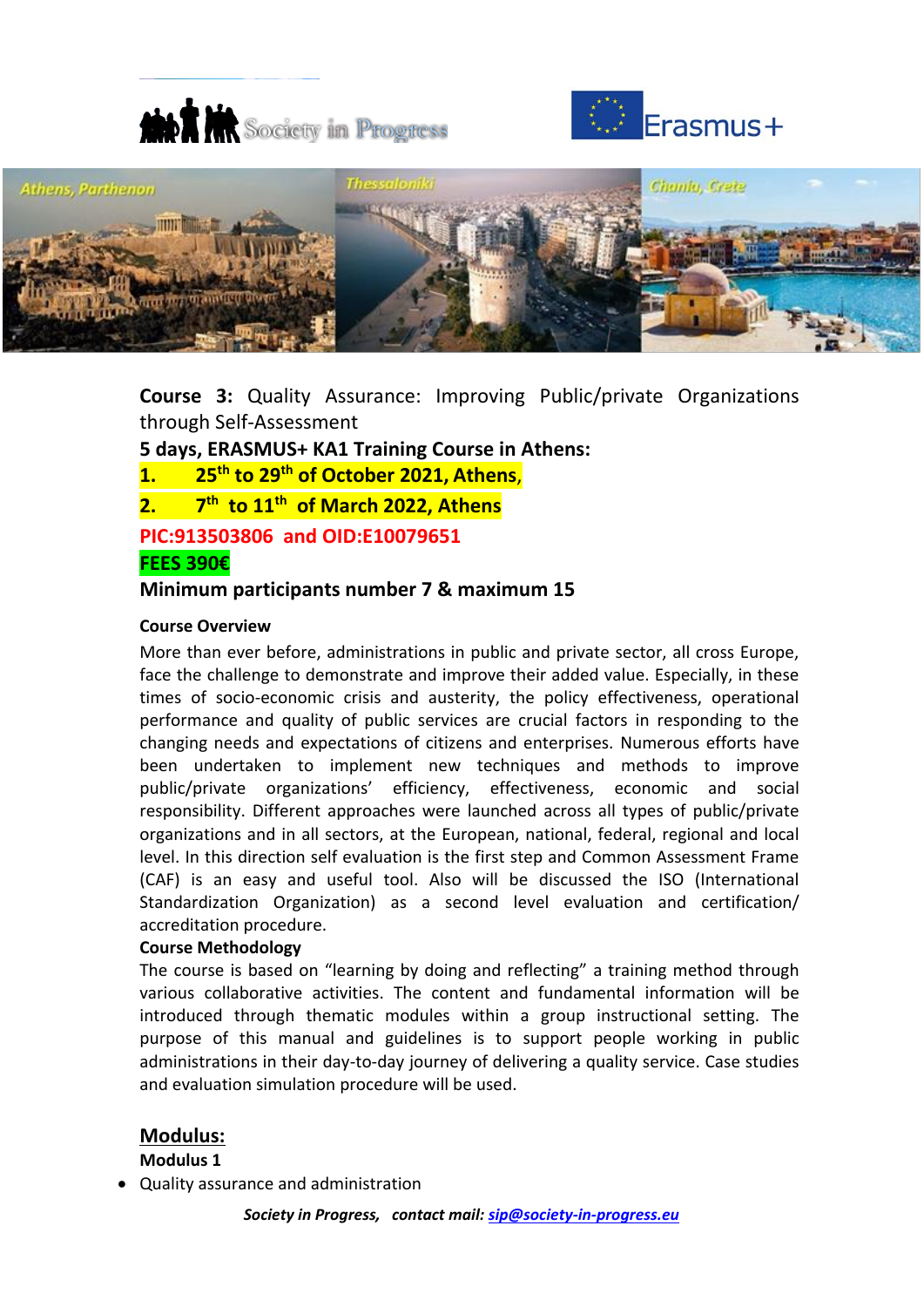**Course 3:** Quality Assurance: Improving Public/private Organizations through Self-Assessment

**5 days, ERASMUS+ KA1 Training Course in Athens:**

**1. 25th to 29th of October 2021, Athens,**

**2. 7th to 11th of March 2022, Athens**

**PIC:913503806 and OID:E10079651**

**FEES 390€**

**Minimum participants number 7 & maximum 15**

**Course Overview**

More than ever before, administrations in public and private sector, all cross Europe, face the challenge to demonstrate and improve their added value. Especially, in these times of socio-economic crisis and austerity, the policy effectiveness, operational performance and quality of public services are crucial factors in responding to the changing needs and expectations of citizens and enterprises. Numerous efforts have been undertaken to implement new techniques and methods to improve public/private organizations' efficiency, effectiveness, economic and social responsibility. Different approaches were launched across all types of public/private organizations and in all sectors, at the European, national, federal, regional and local level. In this direction self evaluation is the first step and Common Assessment Frame (CAF) is an easy and useful tool. Also will be discussed the ISO (International Standardization Organization) as a second level evaluation and certification/ accreditation procedure.

**Course Methodology**

The course is based on "learning by doing and reflecting" a training method through various collaborative activities. The content and fundamental information will be introduced through thematic modules within a group instructional setting. The purpose of this manual and guidelines is to support people working in public administrations in their day-to-day journey of delivering a quality service. Case studies and evaluation simulation procedure will be used.

## Modulus:

**Modulus 1**

- Quality assurance and administration

***Society in Progress, contact mail: sip@society-in-progress.eu***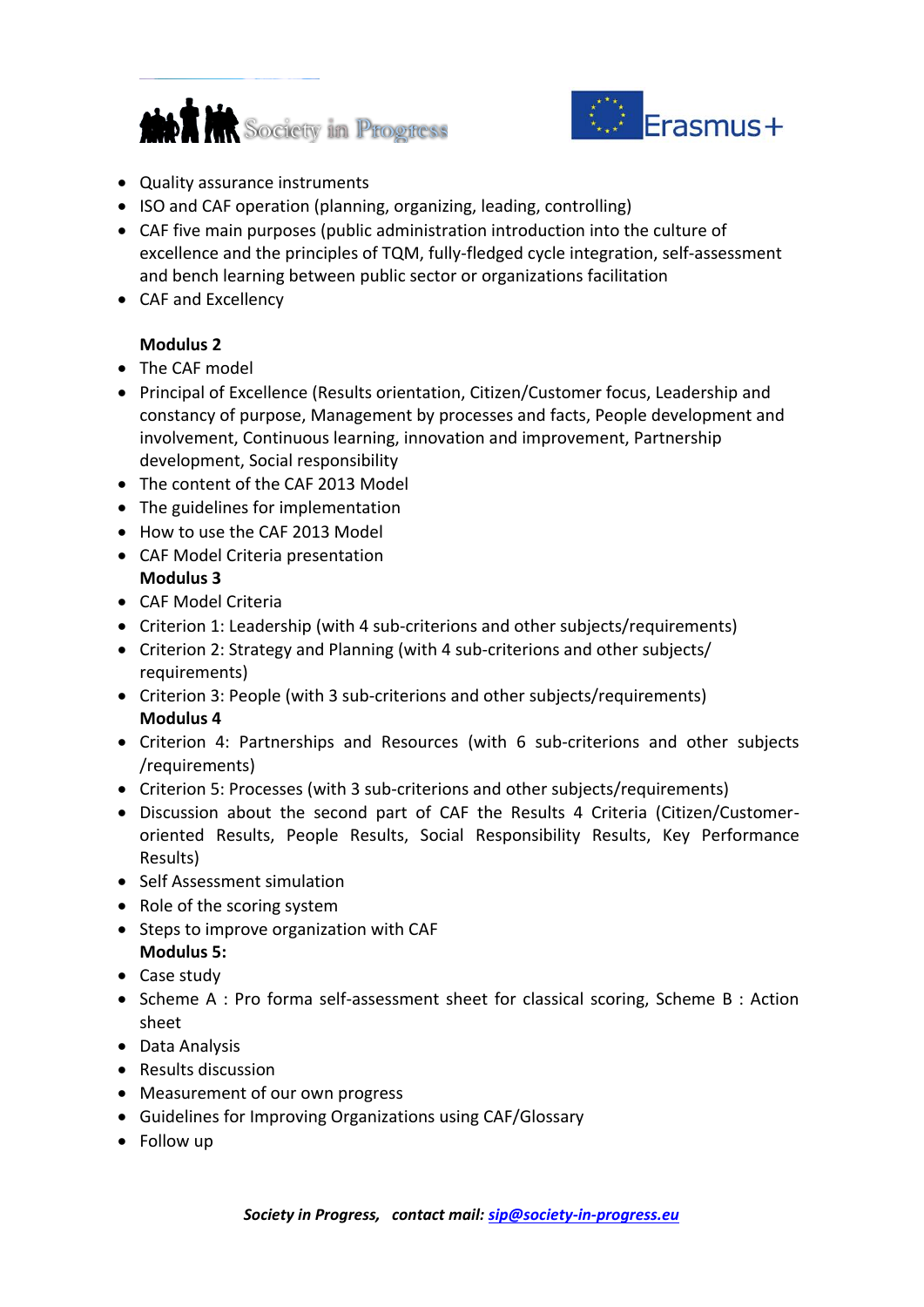- Quality assurance instruments
- ISO and CAF operation (planning, organizing, leading, controlling)
- CAF five main purposes (public administration introduction into the culture of excellence and the principles of TQM, fully-fledged cycle integration, self-assessment and bench learning between public sector or organizations facilitation
- CAF and Excellency

**Modulus 2**

- The CAF model
- Principal of Excellence (Results orientation, Citizen/Customer focus, Leadership and constancy of purpose, Management by processes and facts, People development and involvement, Continuous learning, innovation and improvement, Partnership development, Social responsibility
- The content of the CAF 2013 Model
- The guidelines for implementation
- How to use the CAF 2013 Model
- CAF Model Criteria presentation

**Modulus 3**

- CAF Model Criteria
- Criterion 1: Leadership (with 4 sub-criterions and other subjects/requirements)
- Criterion 2: Strategy and Planning (with 4 sub-criterions and other subjects/ requirements)
- Criterion 3: People (with 3 sub-criterions and other subjects/requirements)

**Modulus 4**

- Criterion 4: Partnerships and Resources (with 6 sub-criterions and other subjects /requirements)
- Criterion 5: Processes (with 3 sub-criterions and other subjects/requirements)
- Discussion about the second part of CAF the Results 4 Criteria (Citizen/Customer-oriented Results, People Results, Social Responsibility Results, Key Performance Results)
- Self Assessment simulation
- Role of the scoring system
- Steps to improve organization with CAF

**Modulus 5:**

- Case study
- Scheme A : Pro forma self-assessment sheet for classical scoring, Scheme B : Action sheet
- Data Analysis
- Results discussion
- Measurement of our own progress
- Guidelines for Improving Organizations using CAF/Glossary
- Follow up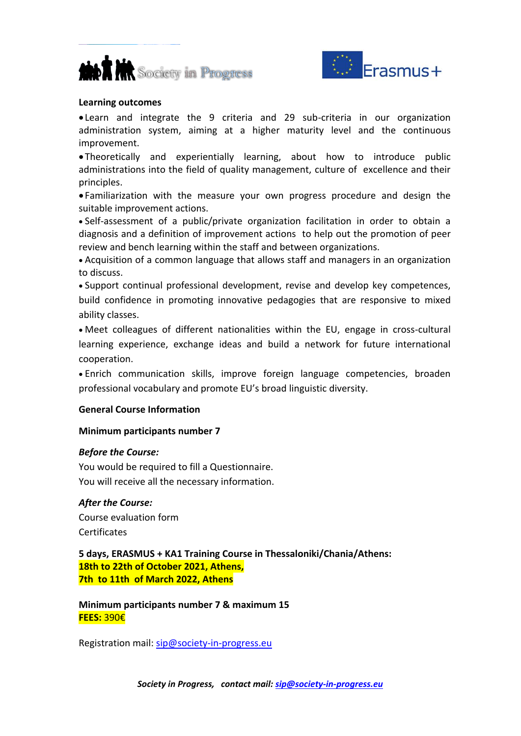**Learning outcomes**

- Learn and integrate the 9 criteria and 29 sub-criteria in our organization administration system, aiming at a higher maturity level and the continuous improvement.
- Theoretically and experientially learning, about how to introduce public administrations into the field of quality management, culture of excellence and their principles.
- Familiarization with the measure your own progress procedure and design the suitable improvement actions.
- Self-assessment of a public/private organization facilitation in order to obtain a diagnosis and a definition of improvement actions to help out the promotion of peer review and bench learning within the staff and between organizations.
- Acquisition of a common language that allows staff and managers in an organization to discuss.
- Support continual professional development, revise and develop key competences, build confidence in promoting innovative pedagogies that are responsive to mixed ability classes.
- Meet colleagues of different nationalities within the EU, engage in cross-cultural learning experience, exchange ideas and build a network for future international cooperation.
- Enrich communication skills, improve foreign language competencies, broaden professional vocabulary and promote EU's broad linguistic diversity.

**General Course Information**

**Minimum participants number 7**

***Before the Course:***
You would be required to fill a Questionnaire.
You will receive all the necessary information.

***After the Course:***
Course evaluation form
Certificates

**5 days, ERASMUS + KA1 Training Course in Thessaloniki/Chania/Athens:**
**18th to 22th of October 2021, Athens,**
**7th to 11th of March 2022, Athens**

**Minimum participants number 7 & maximum 15**
**FEES:** 390€

Registration mail: sip@society-in-progress.eu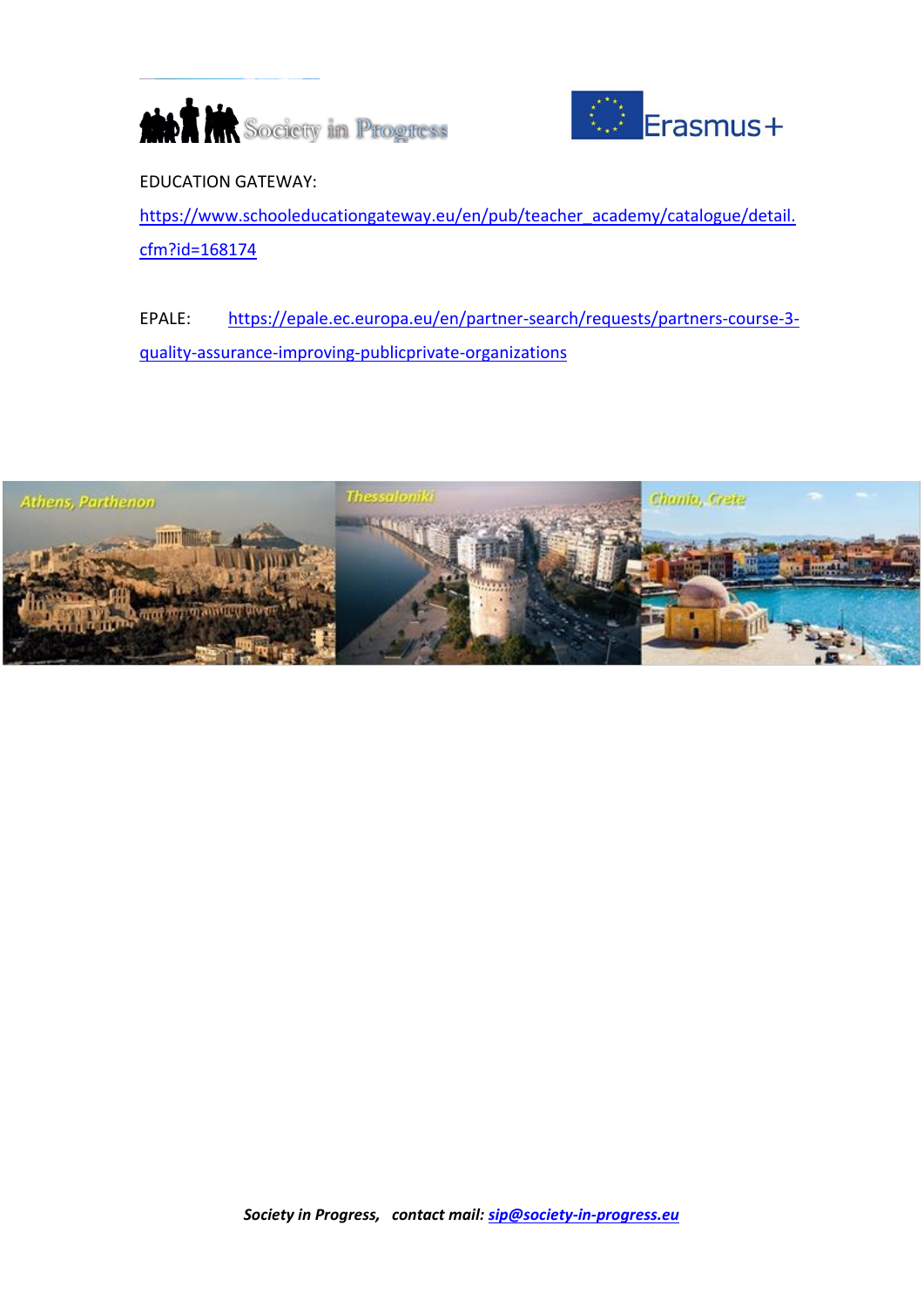EDUCATION GATEWAY:

https://www.schooleducationgateway.eu/en/pub/teacher_academy/catalogue/detail.cfm?id=168174

EPALE: https://epale.ec.europa.eu/en/partner-search/requests/partners-course-3-quality-assurance-improving-publicprivate-organizations

***Society in Progress, contact mail: sip@society-in-progress.eu***